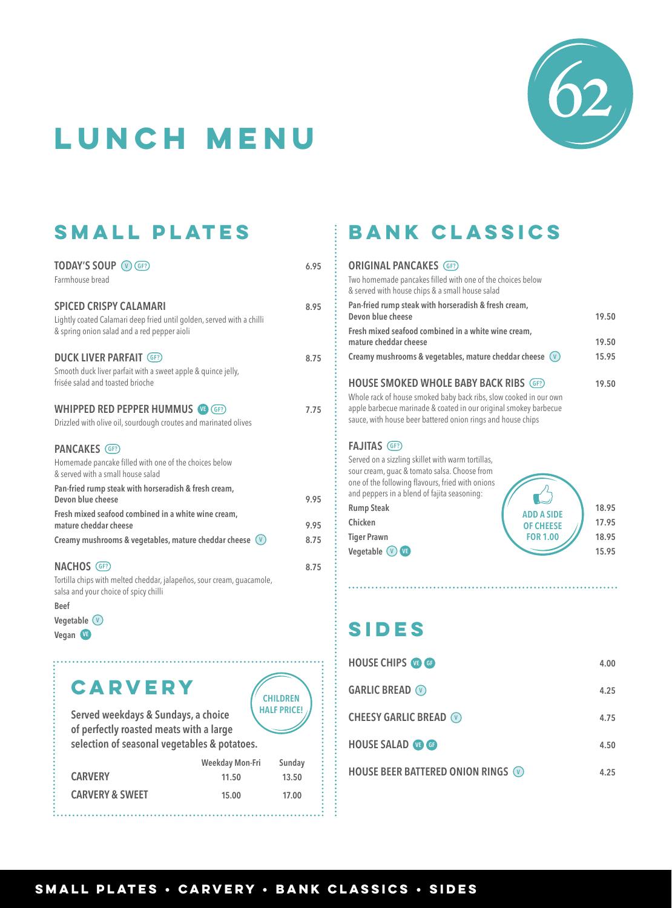62

# LUNCH MENU

## SMALL PLATES

**TODAY'S SOUP** (V) (GF?) — 6.95
Farmhouse bread

**SPICED CRISPY CALAMARI** — 8.95
Lightly coated Calamari deep fried until golden, served with a chilli & spring onion salad and a red pepper aioli

**DUCK LIVER PARFAIT** (GF?) — 8.75
Smooth duck liver parfait with a sweet apple & quince jelly, frisée salad and toasted brioche

**WHIPPED RED PEPPER HUMMUS** (VE) (GF?) — 7.75
Drizzled with olive oil, sourdough croutes and marinated olives

**PANCAKES** (GF?)
Homemade pancake filled with one of the choices below & served with a small house salad

| | |
|---|---|
| **Pan-fried rump steak with horseradish & fresh cream, Devon blue cheese** | 9.95 |
| **Fresh mixed seafood combined in a white wine cream, mature cheddar cheese** | 9.95 |
| **Creamy mushrooms & vegetables, mature cheddar cheese** (V) | 8.75 |

**NACHOS** (GF?) — 8.75
Tortilla chips with melted cheddar, jalapeños, sour cream, guacamole, salsa and your choice of spicy chilli

- **Beef**
- **Vegetable** (V)
- **Vegan** (VE)

## CARVERY

**CHILDREN HALF PRICE!**

**Served weekdays & Sundays, a choice of perfectly roasted meats with a large selection of seasonal vegetables & potatoes.**

| | Weekday Mon-Fri | Sunday |
|---|---|---|
| **CARVERY** | 11.50 | 13.50 |
| **CARVERY & SWEET** | 15.00 | 17.00 |

## BANK CLASSICS

**ORIGINAL PANCAKES** (GF?)
Two homemade pancakes filled with one of the choices below & served with house chips & a small house salad

| | |
|---|---|
| **Pan-fried rump steak with horseradish & fresh cream, Devon blue cheese** | 19.50 |
| **Fresh mixed seafood combined in a white wine cream, mature cheddar cheese** | 19.50 |
| **Creamy mushrooms & vegetables, mature cheddar cheese** (V) | 15.95 |

**HOUSE SMOKED WHOLE BABY BACK RIBS** (GF?) — 19.50
Whole rack of house smoked baby back ribs, slow cooked in our own apple barbecue marinade & coated in our original smokey barbecue sauce, with house beer battered onion rings and house chips

**FAJITAS** (GF?)
Served on a sizzling skillet with warm tortillas, sour cream, guac & tomato salsa. Choose from one of the following flavours, fried with onions and peppers in a blend of fajita seasoning:

| | |
|---|---|
| **Rump Steak** | 18.95 |
| **Chicken** | 17.95 |
| **Tiger Prawn** | 18.95 |
| **Vegetable** (V) (VE) | 15.95 |

**ADD A SIDE OF CHEESE FOR 1.00**

## SIDES

| | |
|---|---|
| **HOUSE CHIPS** (VE) (GF) | 4.00 |
| **GARLIC BREAD** (V) | 4.25 |
| **CHEESY GARLIC BREAD** (V) | 4.75 |
| **HOUSE SALAD** (VE) (GF) | 4.50 |
| **HOUSE BEER BATTERED ONION RINGS** (V) | 4.25 |

SMALL PLATES • CARVERY • BANK CLASSICS • SIDES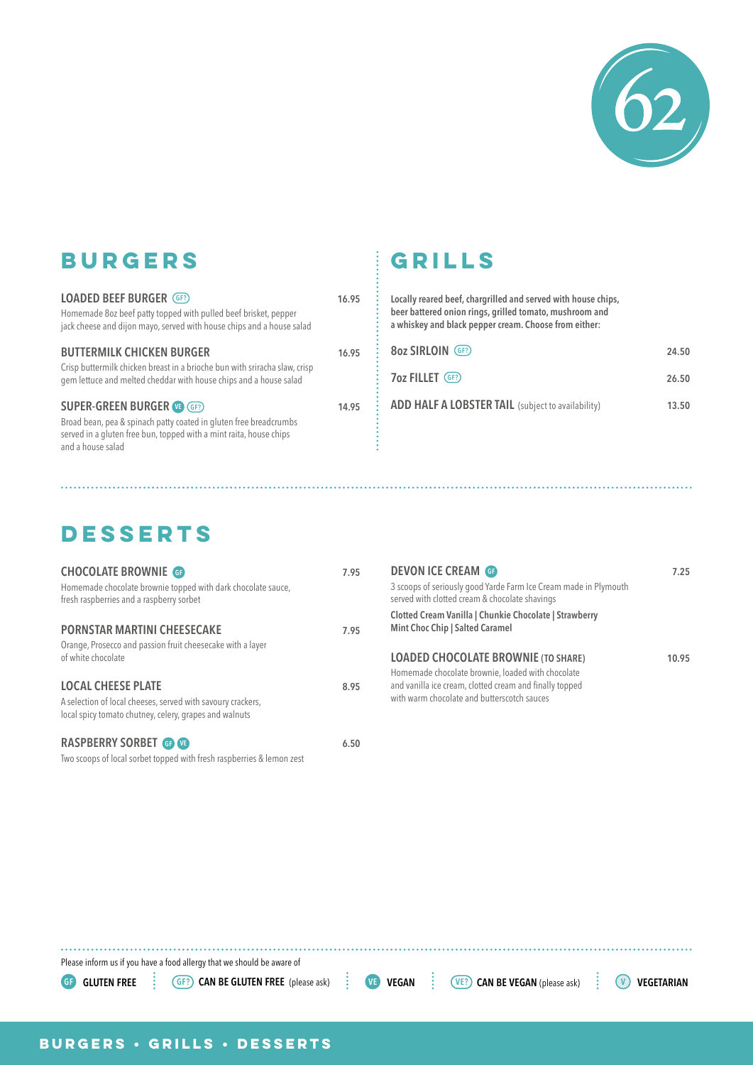## BURGERS

**LOADED BEEF BURGER** (GF?) — 16.95
Homemade 8oz beef patty topped with pulled beef brisket, pepper jack cheese and dijon mayo, served with house chips and a house salad

**BUTTERMILK CHICKEN BURGER** — 16.95
Crisp buttermilk chicken breast in a brioche bun with sriracha slaw, crisp gem lettuce and melted cheddar with house chips and a house salad

**SUPER-GREEN BURGER** (VE) (GF?) — 14.95
Broad bean, pea & spinach patty coated in gluten free breadcrumbs served in a gluten free bun, topped with a mint raita, house chips and a house salad

## GRILLS

**Locally reared beef, chargrilled and served with house chips, beer battered onion rings, grilled tomato, mushroom and a whiskey and black pepper cream. Choose from either:**

**8oz SIRLOIN** (GF?) — 24.50

**7oz FILLET** (GF?) — 26.50

**ADD HALF A LOBSTER TAIL** (subject to availability) — 13.50

## DESSERTS

**CHOCOLATE BROWNIE** (GF) — 7.95
Homemade chocolate brownie topped with dark chocolate sauce, fresh raspberries and a raspberry sorbet

**PORNSTAR MARTINI CHEESECAKE** — 7.95
Orange, Prosecco and passion fruit cheesecake with a layer of white chocolate

**LOCAL CHEESE PLATE** — 8.95
A selection of local cheeses, served with savoury crackers, local spicy tomato chutney, celery, grapes and walnuts

**RASPBERRY SORBET** (GF) (VE) — 6.50
Two scoops of local sorbet topped with fresh raspberries & lemon zest

**DEVON ICE CREAM** (GF) — 7.25
3 scoops of seriously good Yarde Farm Ice Cream made in Plymouth served with clotted cream & chocolate shavings

**Clotted Cream Vanilla | Chunkie Chocolate | Strawberry Mint Choc Chip | Salted Caramel**

**LOADED CHOCOLATE BROWNIE** (TO SHARE) — 10.95
Homemade chocolate brownie, loaded with chocolate and vanilla ice cream, clotted cream and finally topped with warm chocolate and butterscotch sauces

Please inform us if you have a food allergy that we should be aware of

(GF) **GLUTEN FREE** | (GF?) **CAN BE GLUTEN FREE** (please ask) | (VE) **VEGAN** | (VE?) **CAN BE VEGAN** (please ask) | (V) **VEGETARIAN**